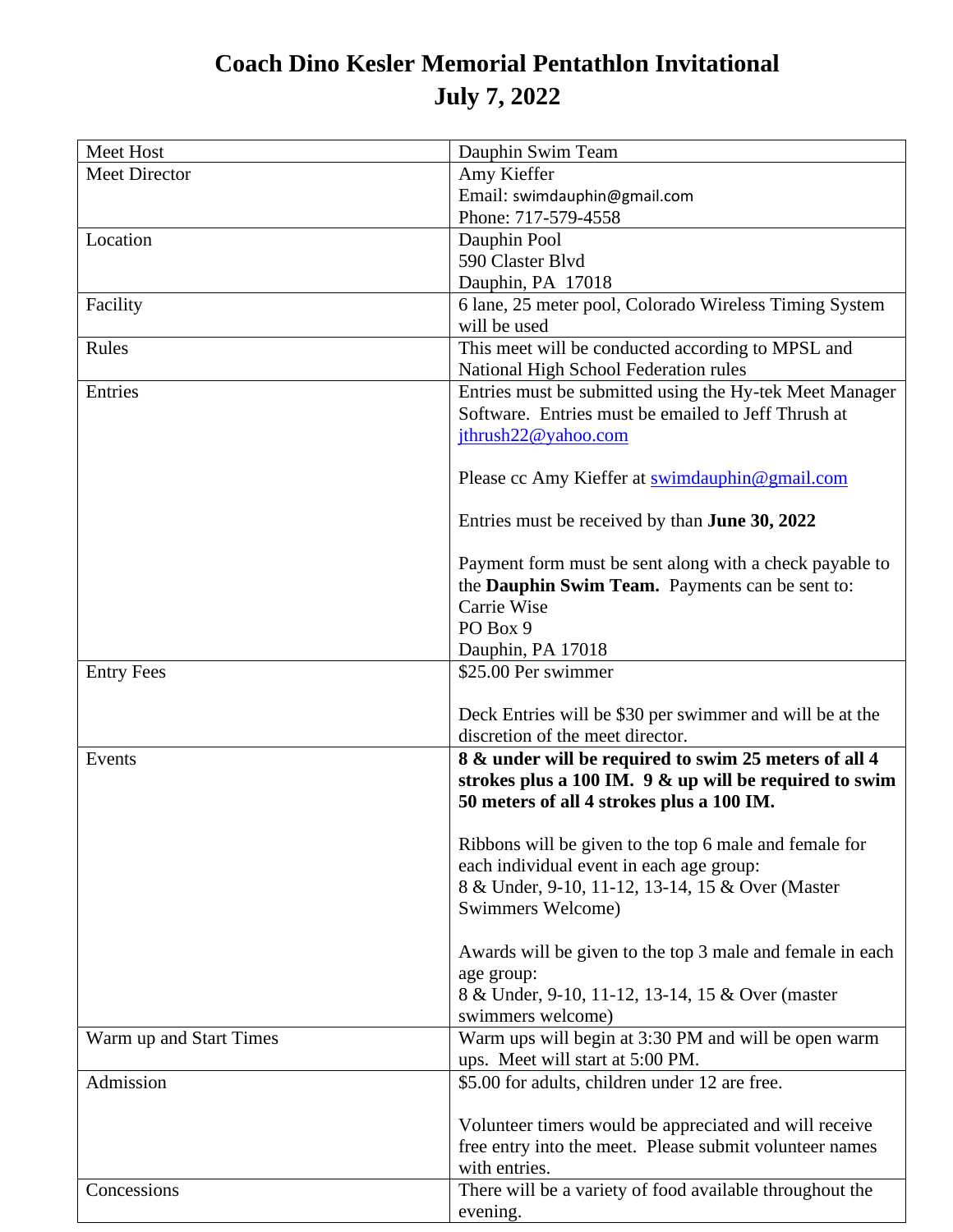# Coach Dino Kesler Memorial Pentathlon Invitational
# July 7, 2022

| | |
|---|---|
| Meet Host | Dauphin Swim Team |
| Meet Director | Amy Kieffer<br>Email: swimdauphin@gmail.com<br>Phone: 717-579-4558 |
| Location | Dauphin Pool<br>590 Claster Blvd<br>Dauphin, PA 17018 |
| Facility | 6 lane, 25 meter pool, Colorado Wireless Timing System will be used |
| Rules | This meet will be conducted according to MPSL and National High School Federation rules |
| Entries | Entries must be submitted using the Hy-tek Meet Manager Software. Entries must be emailed to Jeff Thrush at jthrush22@yahoo.com<br><br>Please cc Amy Kieffer at swimdauphin@gmail.com<br><br>Entries must be received by than **June 30, 2022**<br><br>Payment form must be sent along with a check payable to the **Dauphin Swim Team.** Payments can be sent to:<br>Carrie Wise<br>PO Box 9<br>Dauphin, PA 17018 |
| Entry Fees | $25.00 Per swimmer<br><br>Deck Entries will be $30 per swimmer and will be at the discretion of the meet director. |
| Events | **8 & under will be required to swim 25 meters of all 4 strokes plus a 100 IM. 9 & up will be required to swim 50 meters of all 4 strokes plus a 100 IM.**<br><br>Ribbons will be given to the top 6 male and female for each individual event in each age group:<br>8 & Under, 9-10, 11-12, 13-14, 15 & Over (Master Swimmers Welcome)<br><br>Awards will be given to the top 3 male and female in each age group:<br>8 & Under, 9-10, 11-12, 13-14, 15 & Over (master swimmers welcome) |
| Warm up and Start Times | Warm ups will begin at 3:30 PM and will be open warm ups. Meet will start at 5:00 PM. |
| Admission | $5.00 for adults, children under 12 are free.<br><br>Volunteer timers would be appreciated and will receive free entry into the meet. Please submit volunteer names with entries. |
| Concessions | There will be a variety of food available throughout the evening. |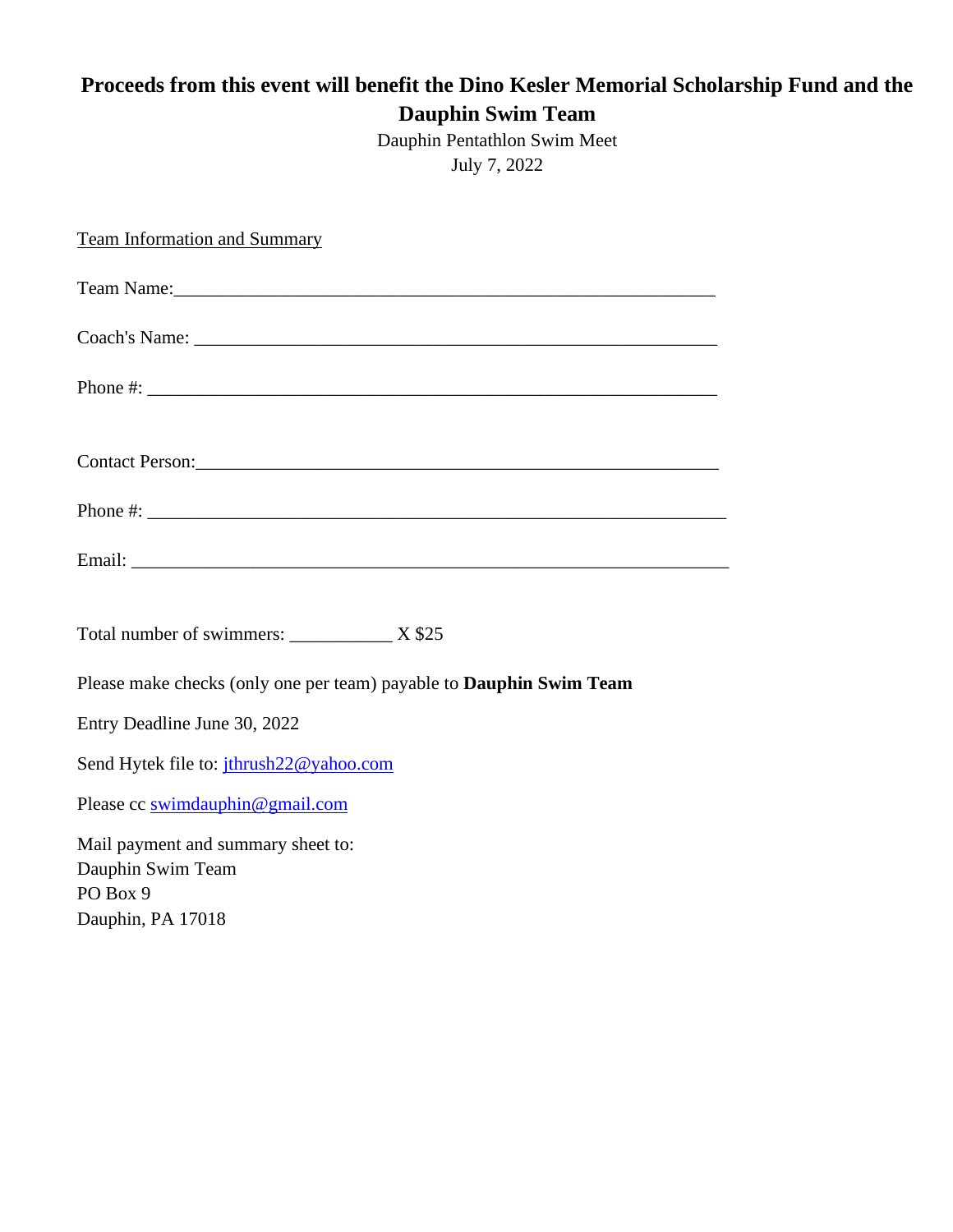**Proceeds from this event will benefit the Dino Kesler Memorial Scholarship Fund and the Dauphin Swim Team**

Dauphin Pentathlon Swim Meet

July 7, 2022

<u>Team Information and Summary</u>

Team Name:___________________________________________________________

Coach's Name: ________________________________________________________

Phone #: _____________________________________________________________

Contact Person:_________________________________________________________

Phone #: ______________________________________________________________

Email: ________________________________________________________________

Total number of swimmers: ___________ X $25

Please make checks (only one per team) payable to **Dauphin Swim Team**

Entry Deadline June 30, 2022

Send Hytek file to: jthrush22@yahoo.com

Please cc swimdauphin@gmail.com

Mail payment and summary sheet to:
Dauphin Swim Team
PO Box 9
Dauphin, PA 17018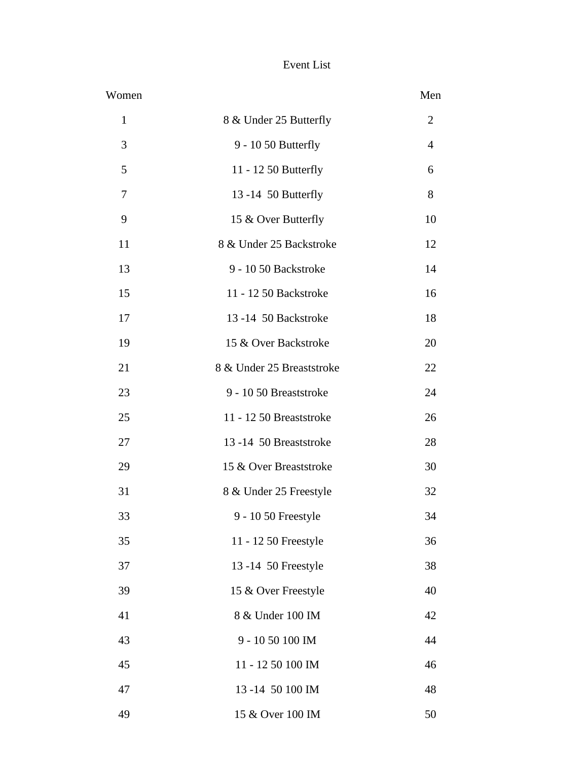# Event List

| Women | | Men |
|---|---|---|
| 1 | 8 & Under 25 Butterfly | 2 |
| 3 | 9 - 10 50 Butterfly | 4 |
| 5 | 11 - 12 50 Butterfly | 6 |
| 7 | 13 -14  50 Butterfly | 8 |
| 9 | 15 & Over Butterfly | 10 |
| 11 | 8 & Under 25 Backstroke | 12 |
| 13 | 9 - 10 50 Backstroke | 14 |
| 15 | 11 - 12 50 Backstroke | 16 |
| 17 | 13 -14  50 Backstroke | 18 |
| 19 | 15 & Over Backstroke | 20 |
| 21 | 8 & Under 25 Breaststroke | 22 |
| 23 | 9 - 10 50 Breaststroke | 24 |
| 25 | 11 - 12 50 Breaststroke | 26 |
| 27 | 13 -14  50 Breaststroke | 28 |
| 29 | 15 & Over Breaststroke | 30 |
| 31 | 8 & Under 25 Freestyle | 32 |
| 33 | 9 - 10 50 Freestyle | 34 |
| 35 | 11 - 12 50 Freestyle | 36 |
| 37 | 13 -14  50 Freestyle | 38 |
| 39 | 15 & Over Freestyle | 40 |
| 41 | 8 & Under 100 IM | 42 |
| 43 | 9 - 10 50 100 IM | 44 |
| 45 | 11 - 12 50 100 IM | 46 |
| 47 | 13 -14  50 100 IM | 48 |
| 49 | 15 & Over 100 IM | 50 |